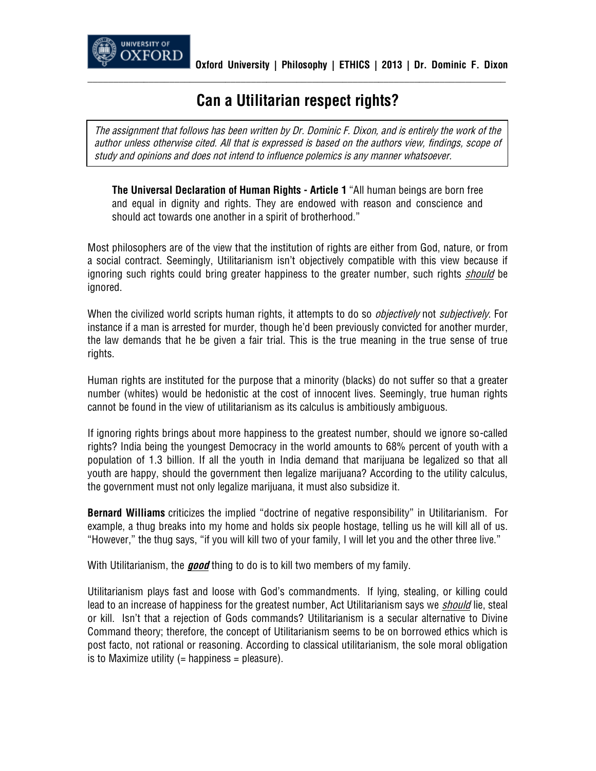# Can a Utilitarian respect rights?

> *The assignment that follows has been written by Dr. Dominic F. Dixon, and is entirely the work of the author unless otherwise cited. All that is expressed is based on the authors view, findings, scope of study and opinions and does not intend to influence polemics is any manner whatsoever.*

> **The Universal Declaration of Human Rights - Article 1** "All human beings are born free and equal in dignity and rights. They are endowed with reason and conscience and should act towards one another in a spirit of brotherhood."

Most philosophers are of the view that the institution of rights are either from God, nature, or from a social contract. Seemingly, Utilitarianism isn't objectively compatible with this view because if ignoring such rights could bring greater happiness to the greater number, such rights ***should*** be ignored.

When the civilized world scripts human rights, it attempts to do so *objectively* not *subjectively*. For instance if a man is arrested for murder, though he'd been previously convicted for another murder, the law demands that he be given a fair trial. This is the true meaning in the true sense of true rights.

Human rights are instituted for the purpose that a minority (blacks) do not suffer so that a greater number (whites) would be hedonistic at the cost of innocent lives. Seemingly, true human rights cannot be found in the view of utilitarianism as its calculus is ambitiously ambiguous.

If ignoring rights brings about more happiness to the greatest number, should we ignore so-called rights? India being the youngest Democracy in the world amounts to 68% percent of youth with a population of 1.3 billion. If all the youth in India demand that marijuana be legalized so that all youth are happy, should the government then legalize marijuana? According to the utility calculus, the government must not only legalize marijuana, it must also subsidize it.

**Bernard Williams** criticizes the implied "doctrine of negative responsibility" in Utilitarianism. For example, a thug breaks into my home and holds six people hostage, telling us he will kill all of us. "However," the thug says, "if you will kill two of your family, I will let you and the other three live."

With Utilitarianism, the ***good*** thing to do is to kill two members of my family.

Utilitarianism plays fast and loose with God's commandments. If lying, stealing, or killing could lead to an increase of happiness for the greatest number, Act Utilitarianism says we ***should*** lie, steal or kill. Isn't that a rejection of Gods commands? Utilitarianism is a secular alternative to Divine Command theory; therefore, the concept of Utilitarianism seems to be on borrowed ethics which is post facto, not rational or reasoning. According to classical utilitarianism, the sole moral obligation is to Maximize utility (= happiness = pleasure).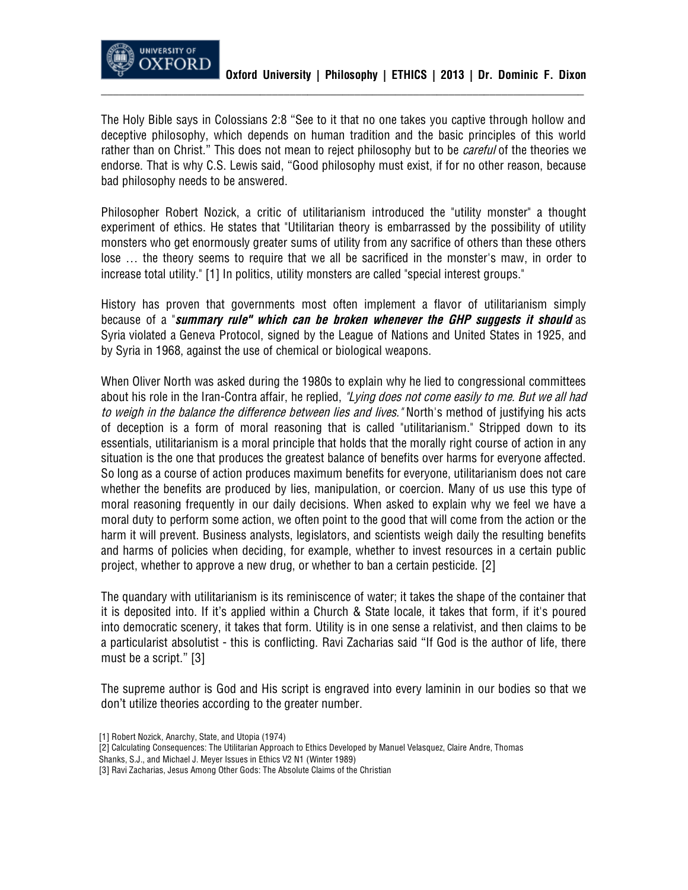The Holy Bible says in Colossians 2:8 "See to it that no one takes you captive through hollow and deceptive philosophy, which depends on human tradition and the basic principles of this world rather than on Christ." This does not mean to reject philosophy but to be *careful* of the theories we endorse. That is why C.S. Lewis said, "Good philosophy must exist, if for no other reason, because bad philosophy needs to be answered.

Philosopher Robert Nozick, a critic of utilitarianism introduced the "utility monster" a thought experiment of ethics. He states that "Utilitarian theory is embarrassed by the possibility of utility monsters who get enormously greater sums of utility from any sacrifice of others than these others lose … the theory seems to require that we all be sacrificed in the monster's maw, in order to increase total utility." [1] In politics, utility monsters are called "special interest groups."

History has proven that governments most often implement a flavor of utilitarianism simply because of a "***summary rule" which can be broken whenever the GHP suggests it should*** as Syria violated a Geneva Protocol, signed by the League of Nations and United States in 1925, and by Syria in 1968, against the use of chemical or biological weapons.

When Oliver North was asked during the 1980s to explain why he lied to congressional committees about his role in the Iran-Contra affair, he replied, *"Lying does not come easily to me. But we all had to weigh in the balance the difference between lies and lives."* North's method of justifying his acts of deception is a form of moral reasoning that is called "utilitarianism." Stripped down to its essentials, utilitarianism is a moral principle that holds that the morally right course of action in any situation is the one that produces the greatest balance of benefits over harms for everyone affected. So long as a course of action produces maximum benefits for everyone, utilitarianism does not care whether the benefits are produced by lies, manipulation, or coercion. Many of us use this type of moral reasoning frequently in our daily decisions. When asked to explain why we feel we have a moral duty to perform some action, we often point to the good that will come from the action or the harm it will prevent. Business analysts, legislators, and scientists weigh daily the resulting benefits and harms of policies when deciding, for example, whether to invest resources in a certain public project, whether to approve a new drug, or whether to ban a certain pesticide. [2]

The quandary with utilitarianism is its reminiscence of water; it takes the shape of the container that it is deposited into. If it's applied within a Church & State locale, it takes that form, if it's poured into democratic scenery, it takes that form. Utility is in one sense a relativist, and then claims to be a particularist absolutist - this is conflicting. Ravi Zacharias said "If God is the author of life, there must be a script." [3]

The supreme author is God and His script is engraved into every laminin in our bodies so that we don't utilize theories according to the greater number.

[1] Robert Nozick, Anarchy, State, and Utopia (1974)

[2] Calculating Consequences: The Utilitarian Approach to Ethics Developed by Manuel Velasquez, Claire Andre, Thomas Shanks, S.J., and Michael J. Meyer Issues in Ethics V2 N1 (Winter 1989)

[3] Ravi Zacharias, Jesus Among Other Gods: The Absolute Claims of the Christian